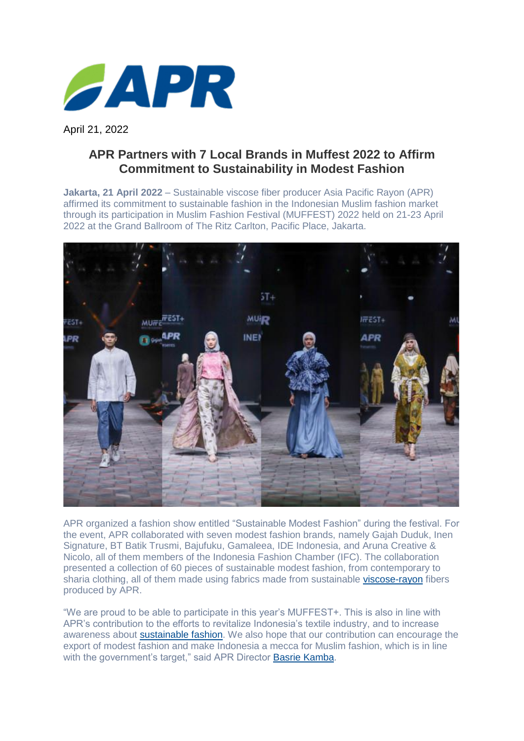April 21, 2022

## APR Partners with 7 Local Brands in Muffest 2022 to Affirm Commitment to Sustainability in Modest Fashion

**Jakarta, 21 April 2022** – Sustainable viscose fiber producer Asia Pacific Rayon (APR) affirmed its commitment to sustainable fashion in the Indonesian Muslim fashion market through its participation in Muslim Fashion Festival (MUFFEST) 2022 held on 21-23 April 2022 at the Grand Ballroom of The Ritz Carlton, Pacific Place, Jakarta.

APR organized a fashion show entitled "Sustainable Modest Fashion" during the festival. For the event, APR collaborated with seven modest fashion brands, namely Gajah Duduk, Inen Signature, BT Batik Trusmi, Bajufuku, Gamaleea, IDE Indonesia, and Aruna Creative & Nicolo, all of them members of the Indonesia Fashion Chamber (IFC). The collaboration presented a collection of 60 pieces of sustainable modest fashion, from contemporary to sharia clothing, all of them made using fabrics made from sustainable viscose-rayon fibers produced by APR.

"We are proud to be able to participate in this year's MUFFEST+. This is also in line with APR's contribution to the efforts to revitalize Indonesia's textile industry, and to increase awareness about sustainable fashion. We also hope that our contribution can encourage the export of modest fashion and make Indonesia a mecca for Muslim fashion, which is in line with the government's target," said APR Director Basrie Kamba.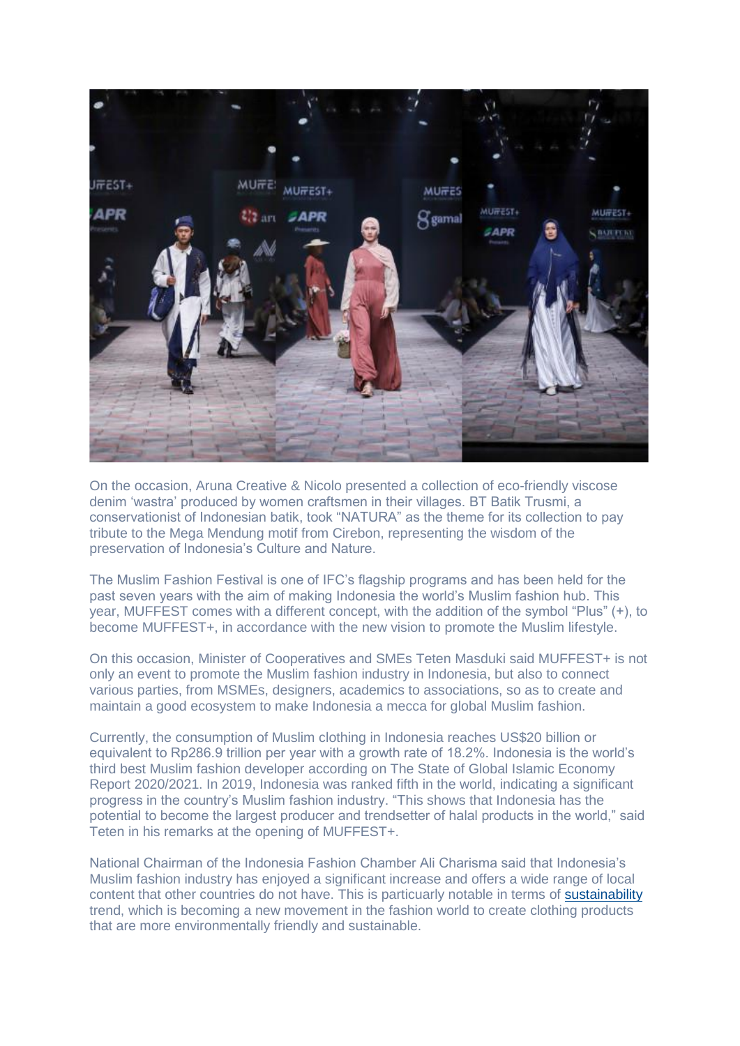On the occasion, Aruna Creative & Nicolo presented a collection of eco-friendly viscose denim 'wastra' produced by women craftsmen in their villages. BT Batik Trusmi, a conservationist of Indonesian batik, took "NATURA" as the theme for its collection to pay tribute to the Mega Mendung motif from Cirebon, representing the wisdom of the preservation of Indonesia's Culture and Nature.

The Muslim Fashion Festival is one of IFC's flagship programs and has been held for the past seven years with the aim of making Indonesia the world's Muslim fashion hub. This year, MUFFEST comes with a different concept, with the addition of the symbol "Plus" (+), to become MUFFEST+, in accordance with the new vision to promote the Muslim lifestyle.

On this occasion, Minister of Cooperatives and SMEs Teten Masduki said MUFFEST+ is not only an event to promote the Muslim fashion industry in Indonesia, but also to connect various parties, from MSMEs, designers, academics to associations, so as to create and maintain a good ecosystem to make Indonesia a mecca for global Muslim fashion.

Currently, the consumption of Muslim clothing in Indonesia reaches US$20 billion or equivalent to Rp286.9 trillion per year with a growth rate of 18.2%. Indonesia is the world's third best Muslim fashion developer according on The State of Global Islamic Economy Report 2020/2021. In 2019, Indonesia was ranked fifth in the world, indicating a significant progress in the country's Muslim fashion industry. "This shows that Indonesia has the potential to become the largest producer and trendsetter of halal products in the world," said Teten in his remarks at the opening of MUFFEST+.

National Chairman of the Indonesia Fashion Chamber Ali Charisma said that Indonesia's Muslim fashion industry has enjoyed a significant increase and offers a wide range of local content that other countries do not have. This is particularly notable in terms of sustainability trend, which is becoming a new movement in the fashion world to create clothing products that are more environmentally friendly and sustainable.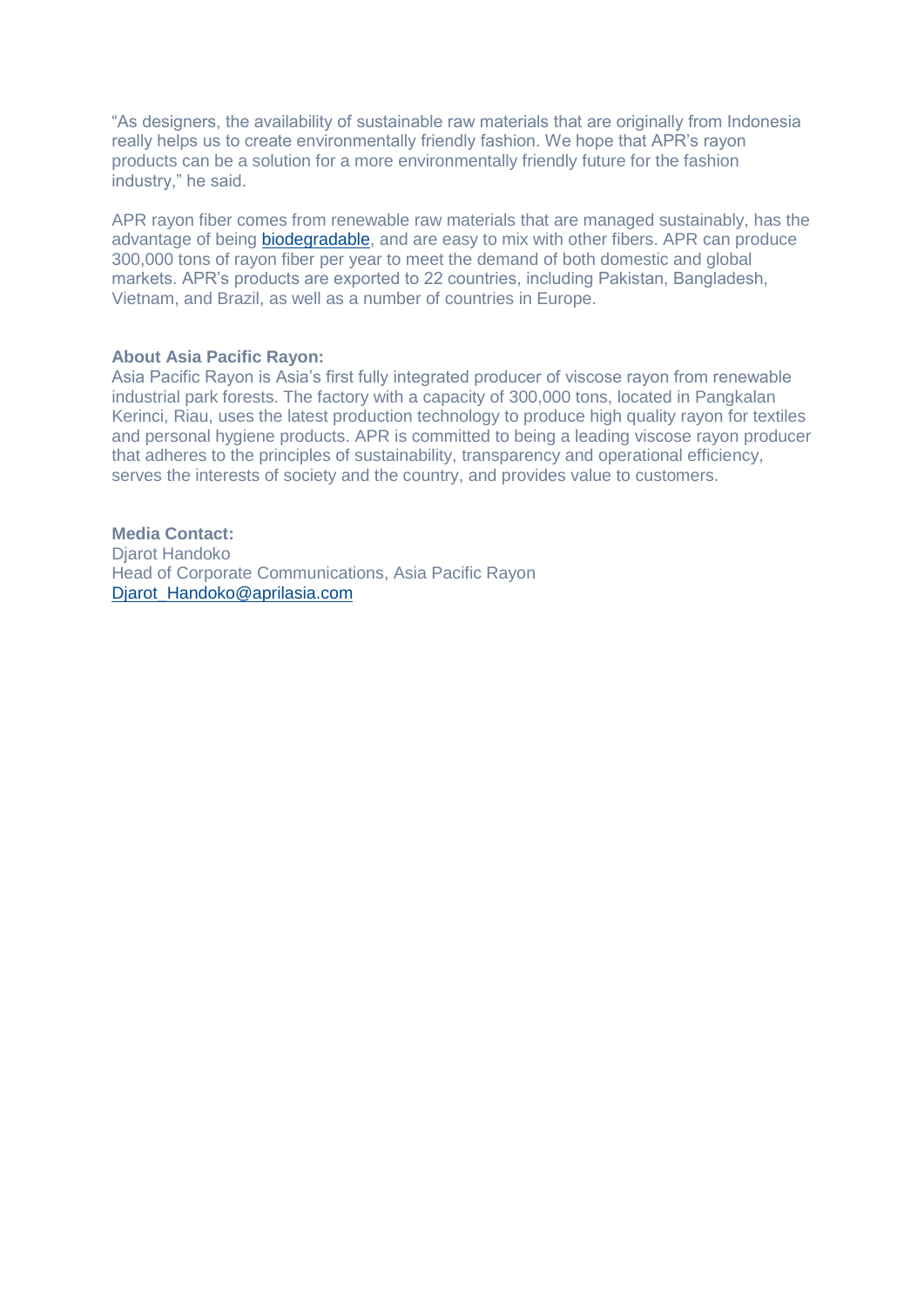"As designers, the availability of sustainable raw materials that are originally from Indonesia really helps us to create environmentally friendly fashion. We hope that APR's rayon products can be a solution for a more environmentally friendly future for the fashion industry," he said.

APR rayon fiber comes from renewable raw materials that are managed sustainably, has the advantage of being biodegradable, and are easy to mix with other fibers. APR can produce 300,000 tons of rayon fiber per year to meet the demand of both domestic and global markets. APR's products are exported to 22 countries, including Pakistan, Bangladesh, Vietnam, and Brazil, as well as a number of countries in Europe.

**About Asia Pacific Rayon:**
Asia Pacific Rayon is Asia's first fully integrated producer of viscose rayon from renewable industrial park forests. The factory with a capacity of 300,000 tons, located in Pangkalan Kerinci, Riau, uses the latest production technology to produce high quality rayon for textiles and personal hygiene products. APR is committed to being a leading viscose rayon producer that adheres to the principles of sustainability, transparency and operational efficiency, serves the interests of society and the country, and provides value to customers.

**Media Contact:**
Djarot Handoko
Head of Corporate Communications, Asia Pacific Rayon
Djarot_Handoko@aprilasia.com